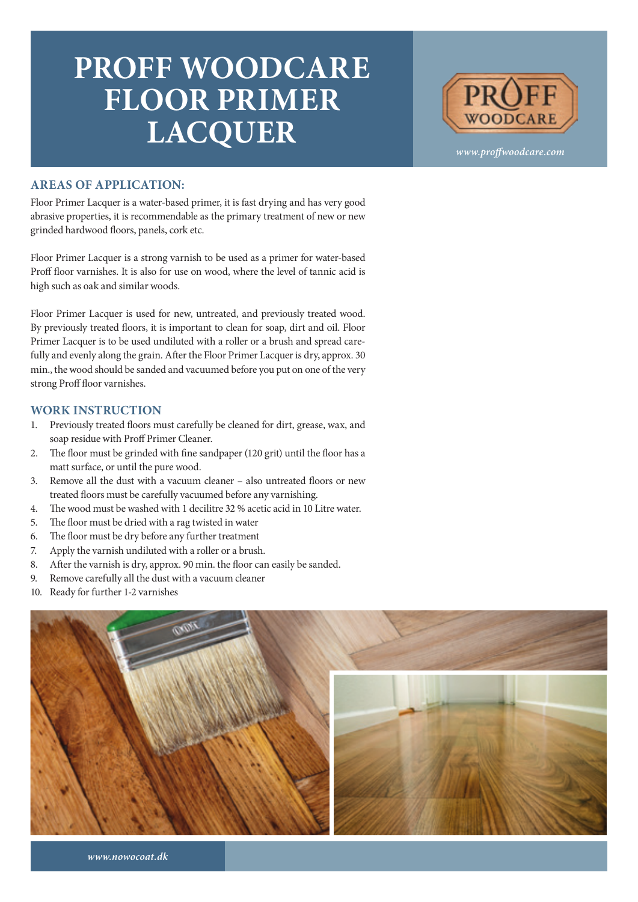# PROFF WOODCARE FLOOR PRIMER LACQUER

PROFF WOODCARE

*www.proffwoodcare.com*

## AREAS OF APPLICATION:

Floor Primer Lacquer is a water-based primer, it is fast drying and has very good abrasive properties, it is recommendable as the primary treatment of new or new grinded hardwood floors, panels, cork etc.

Floor Primer Lacquer is a strong varnish to be used as a primer for water-based Proff floor varnishes. It is also for use on wood, where the level of tannic acid is high such as oak and similar woods.

Floor Primer Lacquer is used for new, untreated, and previously treated wood. By previously treated floors, it is important to clean for soap, dirt and oil. Floor Primer Lacquer is to be used undiluted with a roller or a brush and spread carefully and evenly along the grain. After the Floor Primer Lacquer is dry, approx. 30 min., the wood should be sanded and vacuumed before you put on one of the very strong Proff floor varnishes.

## WORK INSTRUCTION

1. Previously treated floors must carefully be cleaned for dirt, grease, wax, and soap residue with Proff Primer Cleaner.
2. The floor must be grinded with fine sandpaper (120 grit) until the floor has a matt surface, or until the pure wood.
3. Remove all the dust with a vacuum cleaner – also untreated floors or new treated floors must be carefully vacuumed before any varnishing.
4. The wood must be washed with 1 decilitre 32 % acetic acid in 10 Litre water.
5. The floor must be dried with a rag twisted in water
6. The floor must be dry before any further treatment
7. Apply the varnish undiluted with a roller or a brush.
8. After the varnish is dry, approx. 90 min. the floor can easily be sanded.
9. Remove carefully all the dust with a vacuum cleaner
10. Ready for further 1-2 varnishes

*www.nowocoat.dk*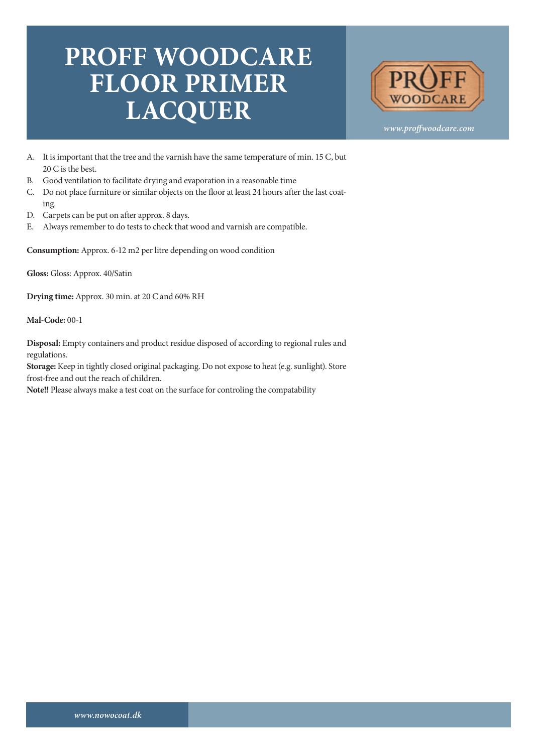# PROFF WOODCARE FLOOR PRIMER LACQUER

A. It is important that the tree and the varnish have the same temperature of min. 15 C, but 20 C is the best.
B. Good ventilation to facilitate drying and evaporation in a reasonable time
C. Do not place furniture or similar objects on the floor at least 24 hours after the last coating.
D. Carpets can be put on after approx. 8 days.
E. Always remember to do tests to check that wood and varnish are compatible.

**Consumption:** Approx. 6-12 m2 per litre depending on wood condition

**Gloss:** Gloss: Approx. 40/Satin

**Drying time:** Approx. 30 min. at 20 C and 60% RH

**Mal-Code:** 00-1

**Disposal:** Empty containers and product residue disposed of according to regional rules and regulations.
**Storage:** Keep in tightly closed original packaging. Do not expose to heat (e.g. sunlight). Store frost-free and out the reach of children.
**Note!!** Please always make a test coat on the surface for controling the compatability